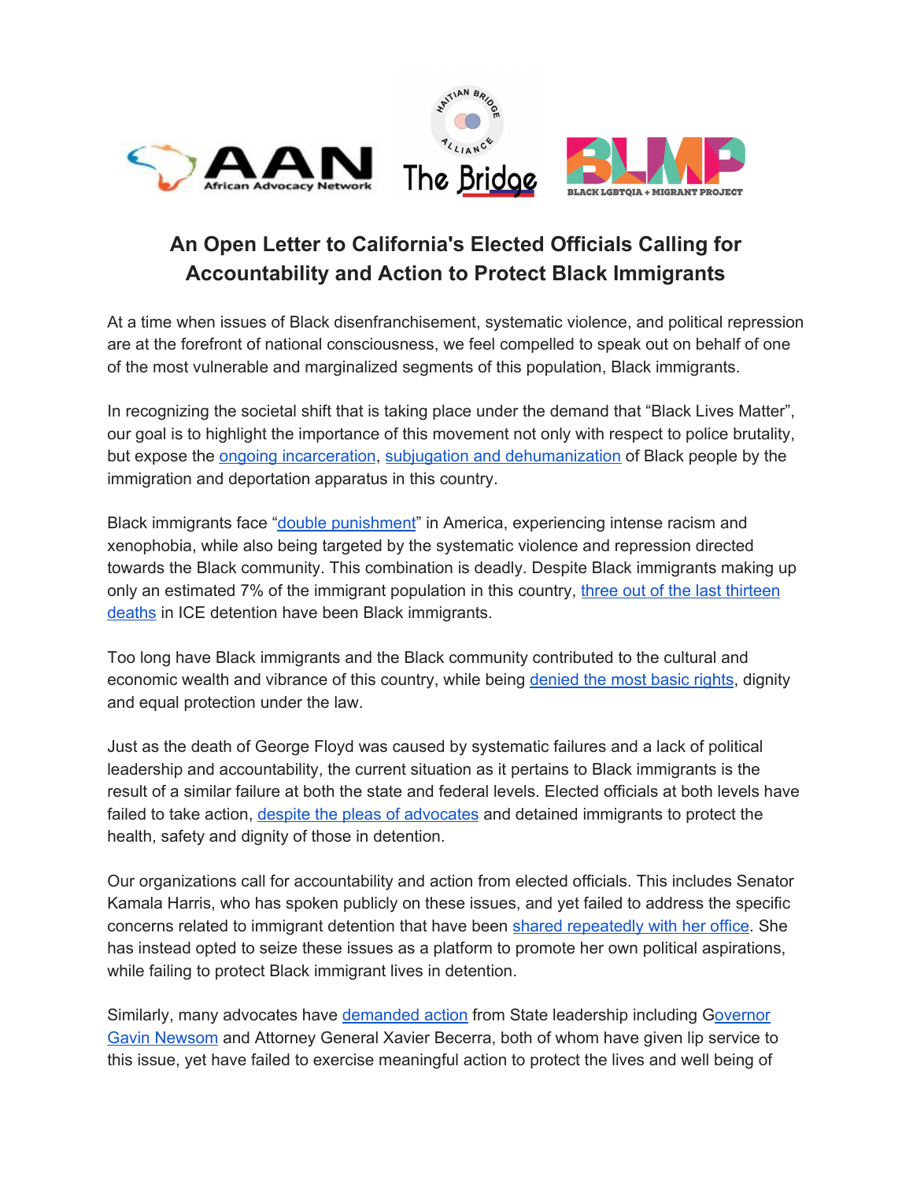# An Open Letter to California's Elected Officials Calling for Accountability and Action to Protect Black Immigrants

At a time when issues of Black disenfranchisement, systematic violence, and political repression are at the forefront of national consciousness, we feel compelled to speak out on behalf of one of the most vulnerable and marginalized segments of this population, Black immigrants.

In recognizing the societal shift that is taking place under the demand that "Black Lives Matter", our goal is to highlight the importance of this movement not only with respect to police brutality, but expose the ongoing incarceration, subjugation and dehumanization of Black people by the immigration and deportation apparatus in this country.

Black immigrants face "double punishment" in America, experiencing intense racism and xenophobia, while also being targeted by the systematic violence and repression directed towards the Black community. This combination is deadly. Despite Black immigrants making up only an estimated 7% of the immigrant population in this country, three out of the last thirteen deaths in ICE detention have been Black immigrants.

Too long have Black immigrants and the Black community contributed to the cultural and economic wealth and vibrance of this country, while being denied the most basic rights, dignity and equal protection under the law.

Just as the death of George Floyd was caused by systematic failures and a lack of political leadership and accountability, the current situation as it pertains to Black immigrants is the result of a similar failure at both the state and federal levels. Elected officials at both levels have failed to take action, despite the pleas of advocates and detained immigrants to protect the health, safety and dignity of those in detention.

Our organizations call for accountability and action from elected officials. This includes Senator Kamala Harris, who has spoken publicly on these issues, and yet failed to address the specific concerns related to immigrant detention that have been shared repeatedly with her office. She has instead opted to seize these issues as a platform to promote her own political aspirations, while failing to protect Black immigrant lives in detention.

Similarly, many advocates have demanded action from State leadership including Governor Gavin Newsom and Attorney General Xavier Becerra, both of whom have given lip service to this issue, yet have failed to exercise meaningful action to protect the lives and well being of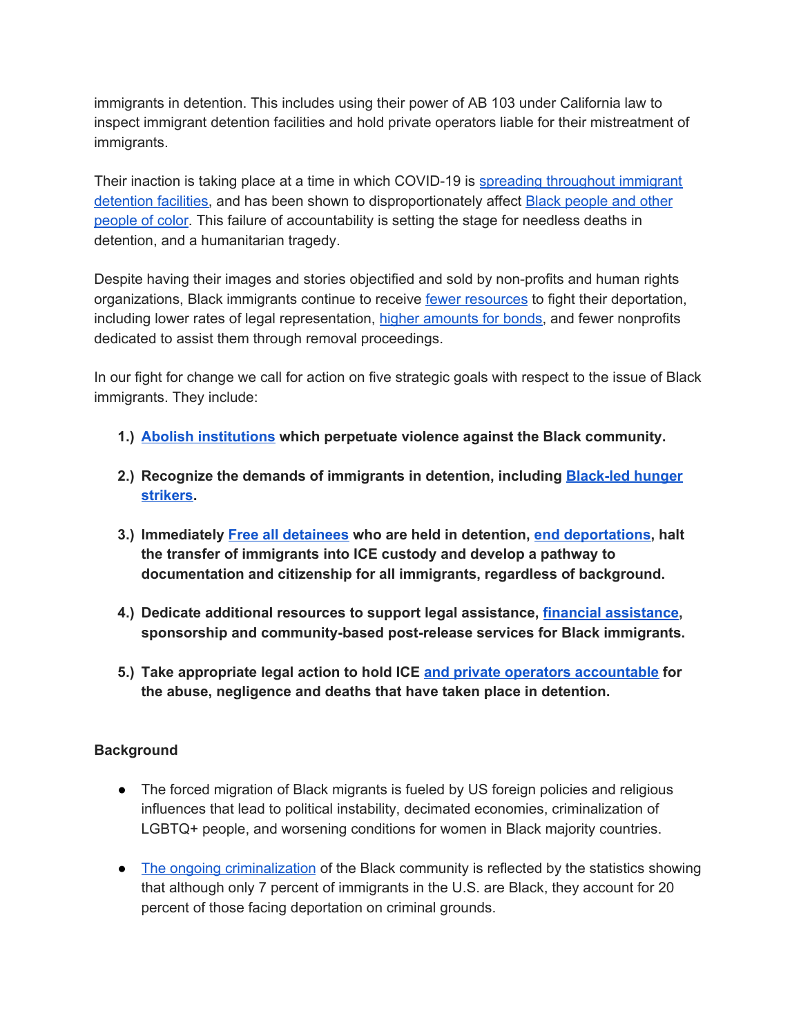immigrants in detention. This includes using their power of AB 103 under California law to inspect immigrant detention facilities and hold private operators liable for their mistreatment of immigrants.

Their inaction is taking place at a time in which COVID-19 is spreading throughout immigrant detention facilities, and has been shown to disproportionately affect Black people and other people of color. This failure of accountability is setting the stage for needless deaths in detention, and a humanitarian tragedy.

Despite having their images and stories objectified and sold by non-profits and human rights organizations, Black immigrants continue to receive fewer resources to fight their deportation, including lower rates of legal representation, higher amounts for bonds, and fewer nonprofits dedicated to assist them through removal proceedings.

In our fight for change we call for action on five strategic goals with respect to the issue of Black immigrants. They include:

1.) **Abolish institutions which perpetuate violence against the Black community.**

2.) **Recognize the demands of immigrants in detention, including Black-led hunger strikers.**

3.) **Immediately Free all detainees who are held in detention, end deportations, halt the transfer of immigrants into ICE custody and develop a pathway to documentation and citizenship for all immigrants, regardless of background.**

4.) **Dedicate additional resources to support legal assistance, financial assistance, sponsorship and community-based post-release services for Black immigrants.**

5.) **Take appropriate legal action to hold ICE and private operators accountable for the abuse, negligence and deaths that have taken place in detention.**

**Background**

- The forced migration of Black migrants is fueled by US foreign policies and religious influences that lead to political instability, decimated economies, criminalization of LGBTQ+ people, and worsening conditions for women in Black majority countries.

- The ongoing criminalization of the Black community is reflected by the statistics showing that although only 7 percent of immigrants in the U.S. are Black, they account for 20 percent of those facing deportation on criminal grounds.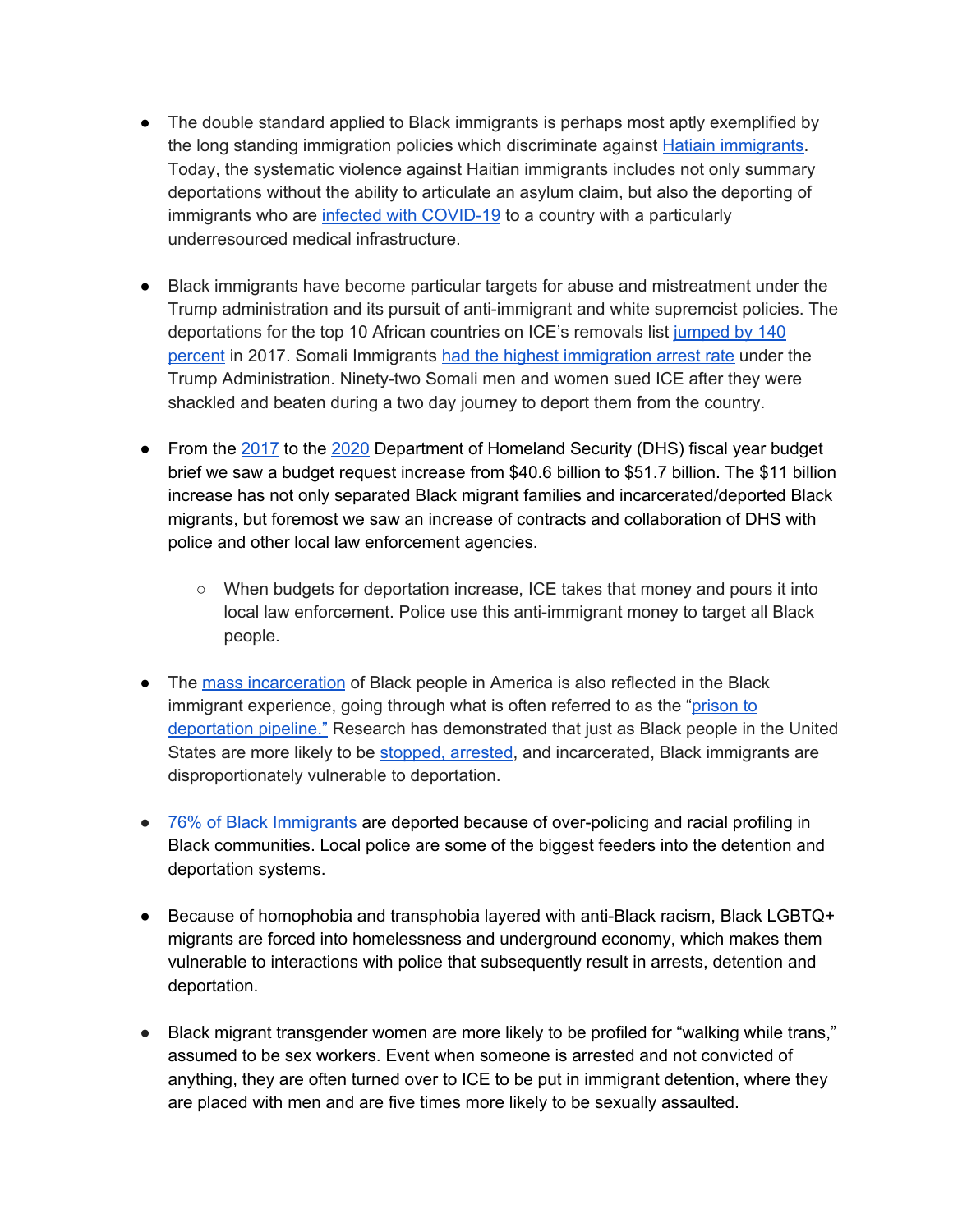- The double standard applied to Black immigrants is perhaps most aptly exemplified by the long standing immigration policies which discriminate against Hatiain immigrants. Today, the systematic violence against Haitian immigrants includes not only summary deportations without the ability to articulate an asylum claim, but also the deporting of immigrants who are infected with COVID-19 to a country with a particularly underresourced medical infrastructure.

- Black immigrants have become particular targets for abuse and mistreatment under the Trump administration and its pursuit of anti-immigrant and white supremcist policies. The deportations for the top 10 African countries on ICE's removals list jumped by 140 percent in 2017. Somali Immigrants had the highest immigration arrest rate under the Trump Administration. Ninety-two Somali men and women sued ICE after they were shackled and beaten during a two day journey to deport them from the country.

- From the 2017 to the 2020 Department of Homeland Security (DHS) fiscal year budget brief we saw a budget request increase from $40.6 billion to $51.7 billion. The $11 billion increase has not only separated Black migrant families and incarcerated/deported Black migrants, but foremost we saw an increase of contracts and collaboration of DHS with police and other local law enforcement agencies.
  - When budgets for deportation increase, ICE takes that money and pours it into local law enforcement. Police use this anti-immigrant money to target all Black people.

- The mass incarceration of Black people in America is also reflected in the Black immigrant experience, going through what is often referred to as the "prison to deportation pipeline." Research has demonstrated that just as Black people in the United States are more likely to be stopped, arrested, and incarcerated, Black immigrants are disproportionately vulnerable to deportation.

- 76% of Black Immigrants are deported because of over-policing and racial profiling in Black communities. Local police are some of the biggest feeders into the detention and deportation systems.

- Because of homophobia and transphobia layered with anti-Black racism, Black LGBTQ+ migrants are forced into homelessness and underground economy, which makes them vulnerable to interactions with police that subsequently result in arrests, detention and deportation.

- Black migrant transgender women are more likely to be profiled for "walking while trans," assumed to be sex workers. Event when someone is arrested and not convicted of anything, they are often turned over to ICE to be put in immigrant detention, where they are placed with men and are five times more likely to be sexually assaulted.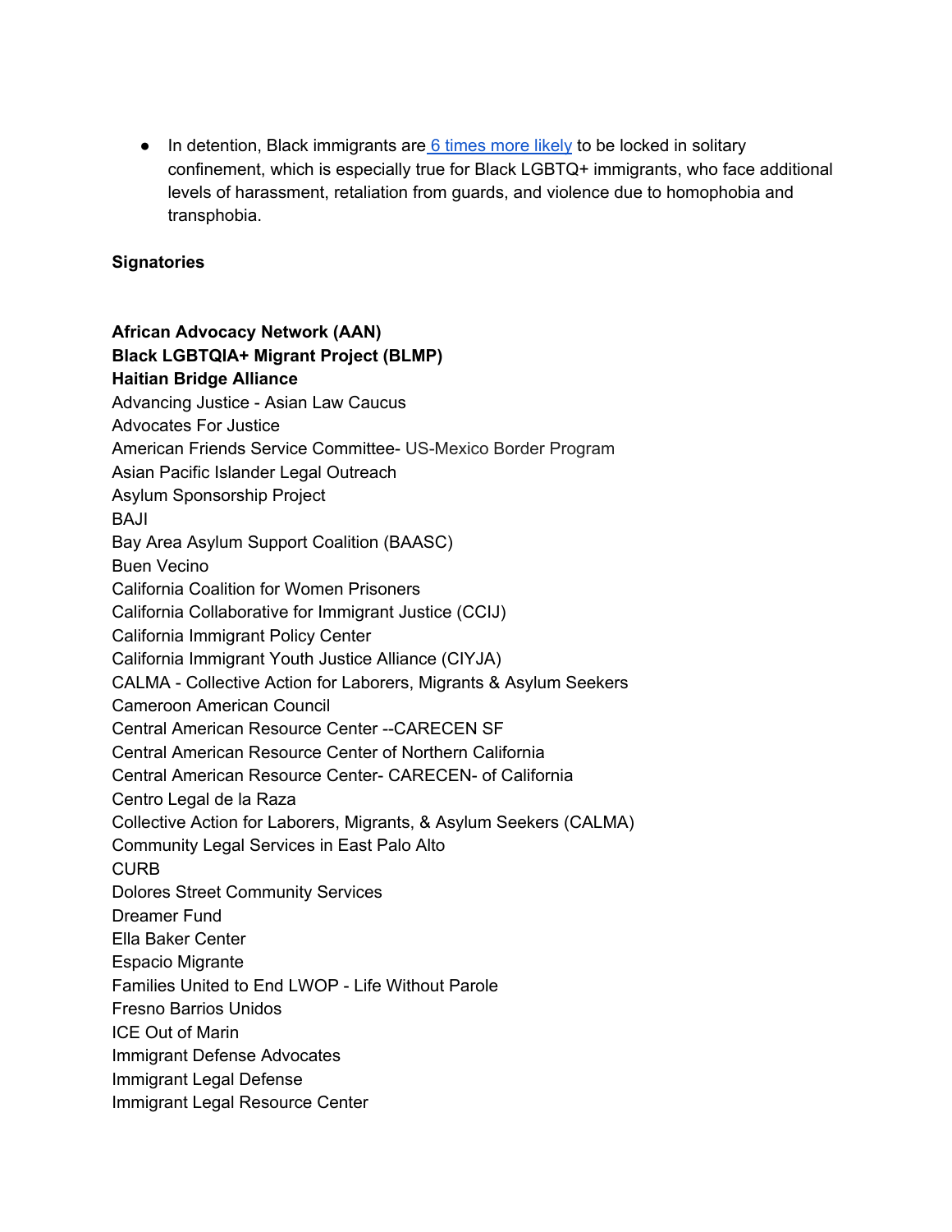- In detention, Black immigrants are [6 times more likely](#) to be locked in solitary confinement, which is especially true for Black LGBTQ+ immigrants, who face additional levels of harassment, retaliation from guards, and violence due to homophobia and transphobia.

**Signatories**

**African Advocacy Network (AAN)**
**Black LGBTQIA+ Migrant Project (BLMP)**
**Haitian Bridge Alliance**
Advancing Justice - Asian Law Caucus
Advocates For Justice
American Friends Service Committee- US-Mexico Border Program
Asian Pacific Islander Legal Outreach
Asylum Sponsorship Project
BAJI
Bay Area Asylum Support Coalition (BAASC)
Buen Vecino
California Coalition for Women Prisoners
California Collaborative for Immigrant Justice (CCIJ)
California Immigrant Policy Center
California Immigrant Youth Justice Alliance (CIYJA)
CALMA - Collective Action for Laborers, Migrants & Asylum Seekers
Cameroon American Council
Central American Resource Center --CARECEN SF
Central American Resource Center of Northern California
Central American Resource Center- CARECEN- of California
Centro Legal de la Raza
Collective Action for Laborers, Migrants, & Asylum Seekers (CALMA)
Community Legal Services in East Palo Alto
CURB
Dolores Street Community Services
Dreamer Fund
Ella Baker Center
Espacio Migrante
Families United to End LWOP - Life Without Parole
Fresno Barrios Unidos
ICE Out of Marin
Immigrant Defense Advocates
Immigrant Legal Defense
Immigrant Legal Resource Center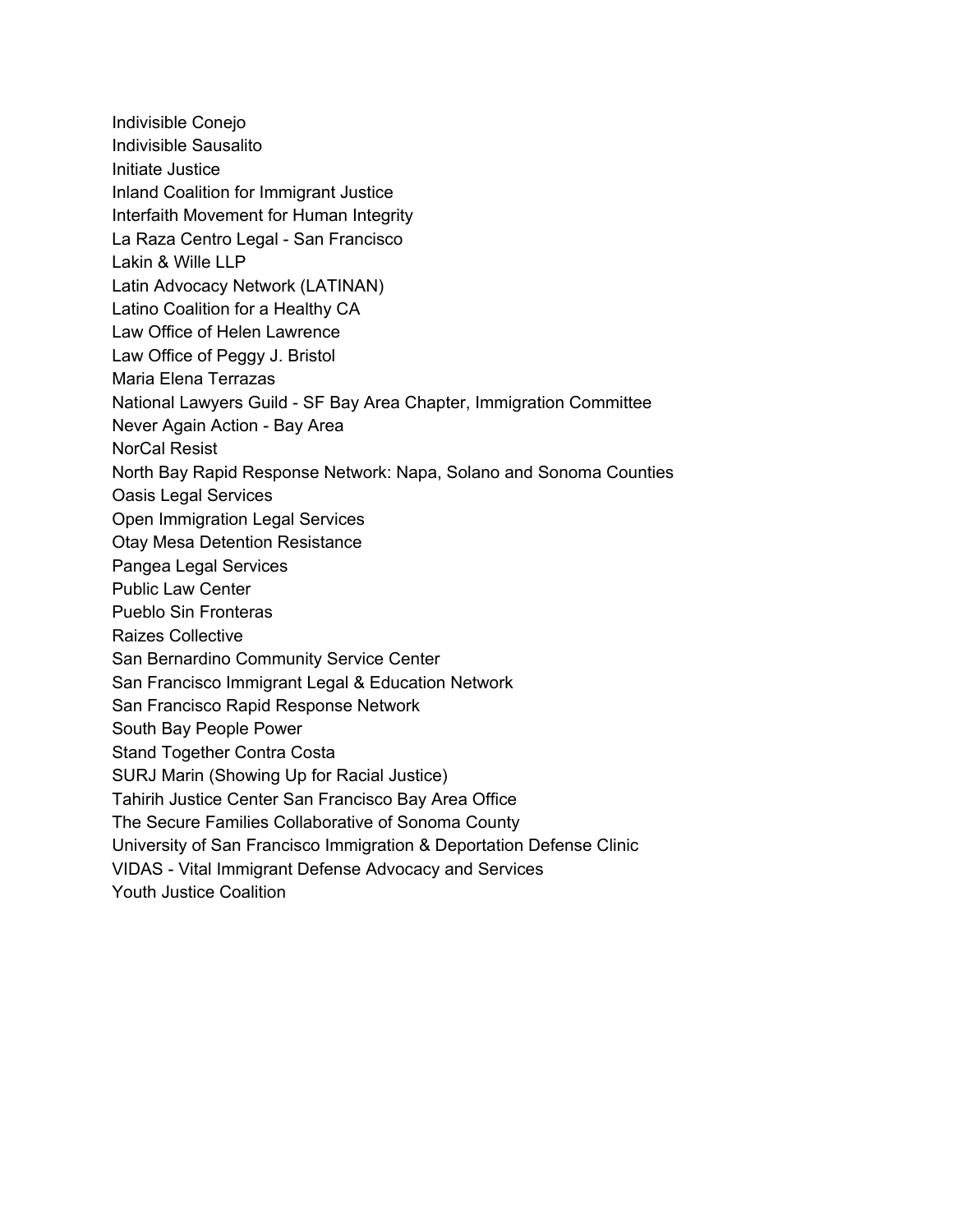Indivisible Conejo
Indivisible Sausalito
Initiate Justice
Inland Coalition for Immigrant Justice
Interfaith Movement for Human Integrity
La Raza Centro Legal - San Francisco
Lakin & Wille LLP
Latin Advocacy Network (LATINAN)
Latino Coalition for a Healthy CA
Law Office of Helen Lawrence
Law Office of Peggy J. Bristol
Maria Elena Terrazas
National Lawyers Guild - SF Bay Area Chapter, Immigration Committee
Never Again Action - Bay Area
NorCal Resist
North Bay Rapid Response Network: Napa, Solano and Sonoma Counties
Oasis Legal Services
Open Immigration Legal Services
Otay Mesa Detention Resistance
Pangea Legal Services
Public Law Center
Pueblo Sin Fronteras
Raizes Collective
San Bernardino Community Service Center
San Francisco Immigrant Legal & Education Network
San Francisco Rapid Response Network
South Bay People Power
Stand Together Contra Costa
SURJ Marin (Showing Up for Racial Justice)
Tahirih Justice Center San Francisco Bay Area Office
The Secure Families Collaborative of Sonoma County
University of San Francisco Immigration & Deportation Defense Clinic
VIDAS - Vital Immigrant Defense Advocacy and Services
Youth Justice Coalition